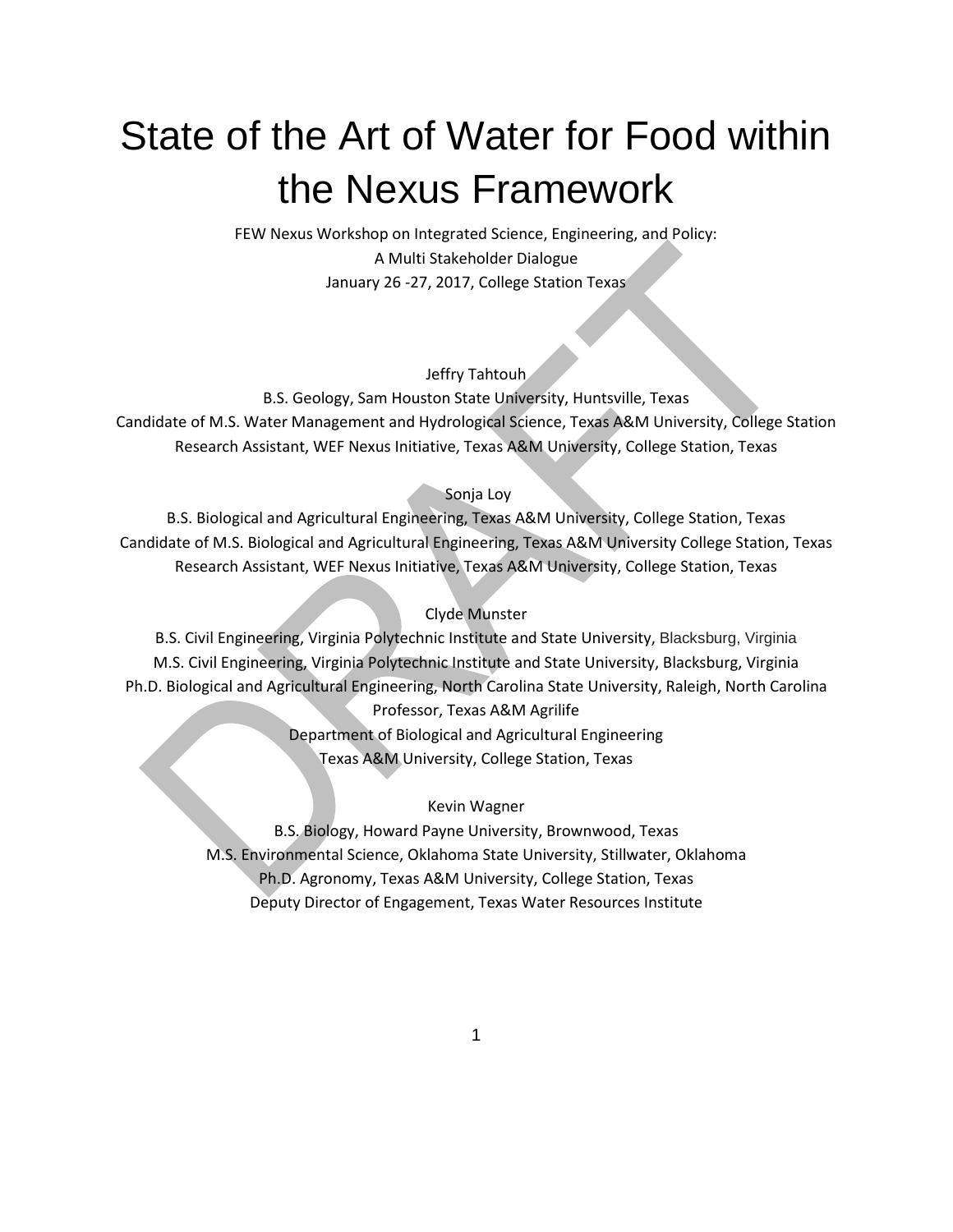# State of the Art of Water for Food within the Nexus Framework

FEW Nexus Workshop on Integrated Science, Engineering, and Policy:
A Multi Stakeholder Dialogue
January 26 -27, 2017, College Station Texas

Jeffry Tahtouh
B.S. Geology, Sam Houston State University, Huntsville, Texas
Candidate of M.S. Water Management and Hydrological Science, Texas A&M University, College Station
Research Assistant, WEF Nexus Initiative, Texas A&M University, College Station, Texas

Sonja Loy
B.S. Biological and Agricultural Engineering, Texas A&M University, College Station, Texas
Candidate of M.S. Biological and Agricultural Engineering, Texas A&M University College Station, Texas
Research Assistant, WEF Nexus Initiative, Texas A&M University, College Station, Texas

Clyde Munster
B.S. Civil Engineering, Virginia Polytechnic Institute and State University, Blacksburg, Virginia
M.S. Civil Engineering, Virginia Polytechnic Institute and State University, Blacksburg, Virginia
Ph.D. Biological and Agricultural Engineering, North Carolina State University, Raleigh, North Carolina
Professor, Texas A&M Agrilife
Department of Biological and Agricultural Engineering
Texas A&M University, College Station, Texas

Kevin Wagner
B.S. Biology, Howard Payne University, Brownwood, Texas
M.S. Environmental Science, Oklahoma State University, Stillwater, Oklahoma
Ph.D. Agronomy, Texas A&M University, College Station, Texas
Deputy Director of Engagement, Texas Water Resources Institute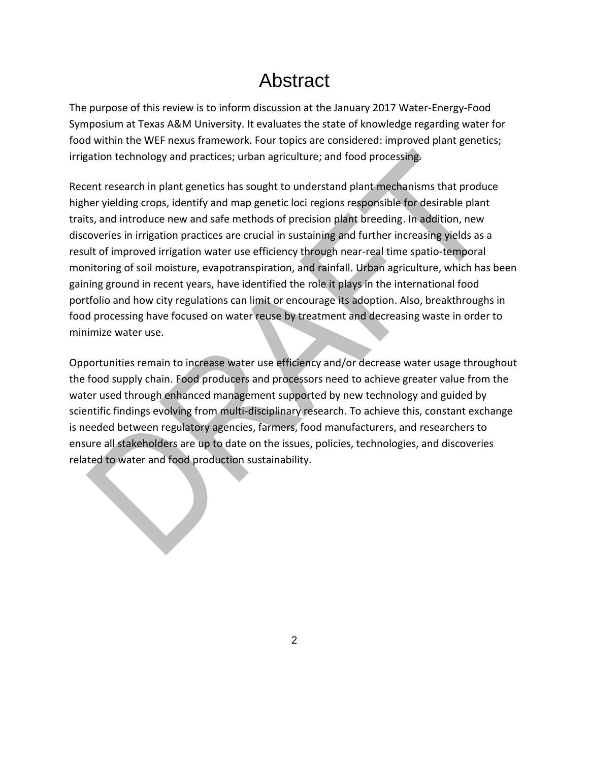# Abstract

The purpose of this review is to inform discussion at the January 2017 Water-Energy-Food Symposium at Texas A&M University. It evaluates the state of knowledge regarding water for food within the WEF nexus framework. Four topics are considered: improved plant genetics; irrigation technology and practices; urban agriculture; and food processing.

Recent research in plant genetics has sought to understand plant mechanisms that produce higher yielding crops, identify and map genetic loci regions responsible for desirable plant traits, and introduce new and safe methods of precision plant breeding. In addition, new discoveries in irrigation practices are crucial in sustaining and further increasing yields as a result of improved irrigation water use efficiency through near-real time spatio-temporal monitoring of soil moisture, evapotranspiration, and rainfall. Urban agriculture, which has been gaining ground in recent years, have identified the role it plays in the international food portfolio and how city regulations can limit or encourage its adoption. Also, breakthroughs in food processing have focused on water reuse by treatment and decreasing waste in order to minimize water use.

Opportunities remain to increase water use efficiency and/or decrease water usage throughout the food supply chain. Food producers and processors need to achieve greater value from the water used through enhanced management supported by new technology and guided by scientific findings evolving from multi-disciplinary research. To achieve this, constant exchange is needed between regulatory agencies, farmers, food manufacturers, and researchers to ensure all stakeholders are up to date on the issues, policies, technologies, and discoveries related to water and food production sustainability.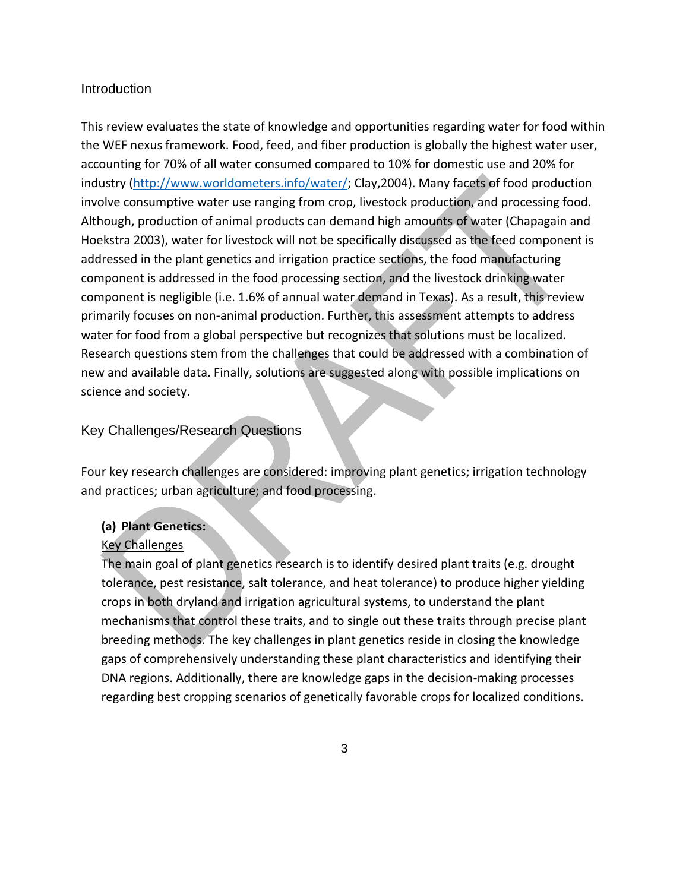## Introduction

This review evaluates the state of knowledge and opportunities regarding water for food within the WEF nexus framework. Food, feed, and fiber production is globally the highest water user, accounting for 70% of all water consumed compared to 10% for domestic use and 20% for industry (http://www.worldometers.info/water/; Clay,2004). Many facets of food production involve consumptive water use ranging from crop, livestock production, and processing food. Although, production of animal products can demand high amounts of water (Chapagain and Hoekstra 2003), water for livestock will not be specifically discussed as the feed component is addressed in the plant genetics and irrigation practice sections, the food manufacturing component is addressed in the food processing section, and the livestock drinking water component is negligible (i.e. 1.6% of annual water demand in Texas). As a result, this review primarily focuses on non-animal production. Further, this assessment attempts to address water for food from a global perspective but recognizes that solutions must be localized. Research questions stem from the challenges that could be addressed with a combination of new and available data. Finally, solutions are suggested along with possible implications on science and society.

## Key Challenges/Research Questions

Four key research challenges are considered: improving plant genetics; irrigation technology and practices; urban agriculture; and food processing.

### (a) Plant Genetics:

Key Challenges

The main goal of plant genetics research is to identify desired plant traits (e.g. drought tolerance, pest resistance, salt tolerance, and heat tolerance) to produce higher yielding crops in both dryland and irrigation agricultural systems, to understand the plant mechanisms that control these traits, and to single out these traits through precise plant breeding methods. The key challenges in plant genetics reside in closing the knowledge gaps of comprehensively understanding these plant characteristics and identifying their DNA regions. Additionally, there are knowledge gaps in the decision-making processes regarding best cropping scenarios of genetically favorable crops for localized conditions.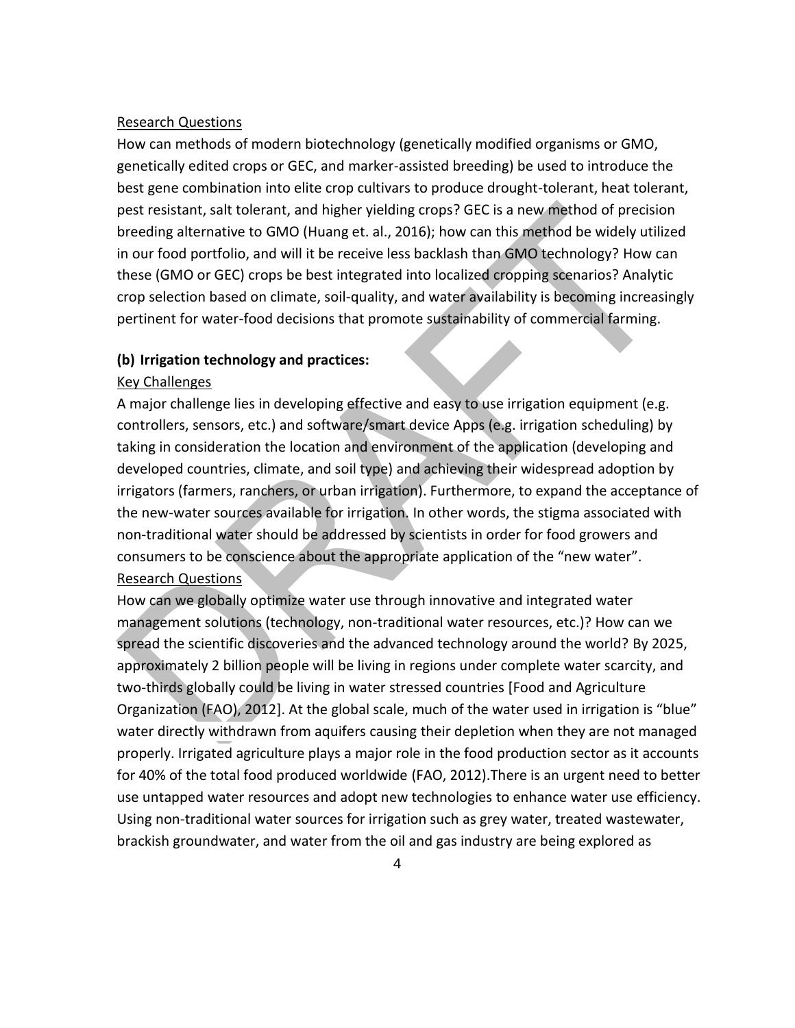Research Questions

How can methods of modern biotechnology (genetically modified organisms or GMO, genetically edited crops or GEC, and marker-assisted breeding) be used to introduce the best gene combination into elite crop cultivars to produce drought-tolerant, heat tolerant, pest resistant, salt tolerant, and higher yielding crops? GEC is a new method of precision breeding alternative to GMO (Huang et. al., 2016); how can this method be widely utilized in our food portfolio, and will it be receive less backlash than GMO technology? How can these (GMO or GEC) crops be best integrated into localized cropping scenarios? Analytic crop selection based on climate, soil-quality, and water availability is becoming increasingly pertinent for water-food decisions that promote sustainability of commercial farming.

**(b) Irrigation technology and practices:**

Key Challenges

A major challenge lies in developing effective and easy to use irrigation equipment (e.g. controllers, sensors, etc.) and software/smart device Apps (e.g. irrigation scheduling) by taking in consideration the location and environment of the application (developing and developed countries, climate, and soil type) and achieving their widespread adoption by irrigators (farmers, ranchers, or urban irrigation). Furthermore, to expand the acceptance of the new-water sources available for irrigation. In other words, the stigma associated with non-traditional water should be addressed by scientists in order for food growers and consumers to be conscience about the appropriate application of the "new water".

Research Questions

How can we globally optimize water use through innovative and integrated water management solutions (technology, non-traditional water resources, etc.)? How can we spread the scientific discoveries and the advanced technology around the world? By 2025, approximately 2 billion people will be living in regions under complete water scarcity, and two-thirds globally could be living in water stressed countries [Food and Agriculture Organization (FAO), 2012]. At the global scale, much of the water used in irrigation is "blue" water directly withdrawn from aquifers causing their depletion when they are not managed properly. Irrigated agriculture plays a major role in the food production sector as it accounts for 40% of the total food produced worldwide (FAO, 2012).There is an urgent need to better use untapped water resources and adopt new technologies to enhance water use efficiency. Using non-traditional water sources for irrigation such as grey water, treated wastewater, brackish groundwater, and water from the oil and gas industry are being explored as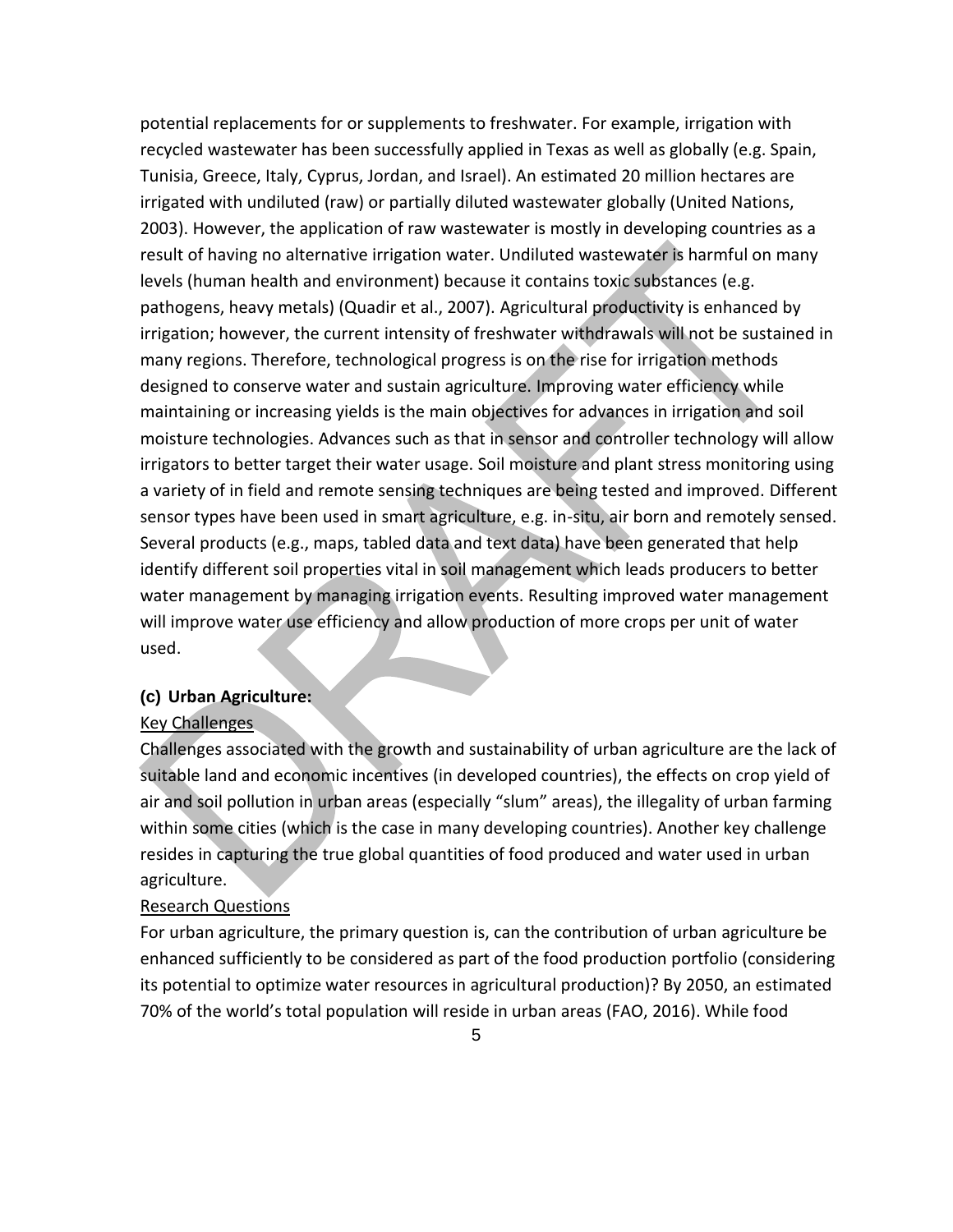potential replacements for or supplements to freshwater. For example, irrigation with recycled wastewater has been successfully applied in Texas as well as globally (e.g. Spain, Tunisia, Greece, Italy, Cyprus, Jordan, and Israel). An estimated 20 million hectares are irrigated with undiluted (raw) or partially diluted wastewater globally (United Nations, 2003). However, the application of raw wastewater is mostly in developing countries as a result of having no alternative irrigation water. Undiluted wastewater is harmful on many levels (human health and environment) because it contains toxic substances (e.g. pathogens, heavy metals) (Quadir et al., 2007). Agricultural productivity is enhanced by irrigation; however, the current intensity of freshwater withdrawals will not be sustained in many regions. Therefore, technological progress is on the rise for irrigation methods designed to conserve water and sustain agriculture. Improving water efficiency while maintaining or increasing yields is the main objectives for advances in irrigation and soil moisture technologies. Advances such as that in sensor and controller technology will allow irrigators to better target their water usage. Soil moisture and plant stress monitoring using a variety of in field and remote sensing techniques are being tested and improved. Different sensor types have been used in smart agriculture, e.g. in-situ, air born and remotely sensed. Several products (e.g., maps, tabled data and text data) have been generated that help identify different soil properties vital in soil management which leads producers to better water management by managing irrigation events. Resulting improved water management will improve water use efficiency and allow production of more crops per unit of water used.

**(c) Urban Agriculture:**

Key Challenges

Challenges associated with the growth and sustainability of urban agriculture are the lack of suitable land and economic incentives (in developed countries), the effects on crop yield of air and soil pollution in urban areas (especially "slum" areas), the illegality of urban farming within some cities (which is the case in many developing countries). Another key challenge resides in capturing the true global quantities of food produced and water used in urban agriculture.

Research Questions

For urban agriculture, the primary question is, can the contribution of urban agriculture be enhanced sufficiently to be considered as part of the food production portfolio (considering its potential to optimize water resources in agricultural production)? By 2050, an estimated 70% of the world's total population will reside in urban areas (FAO, 2016). While food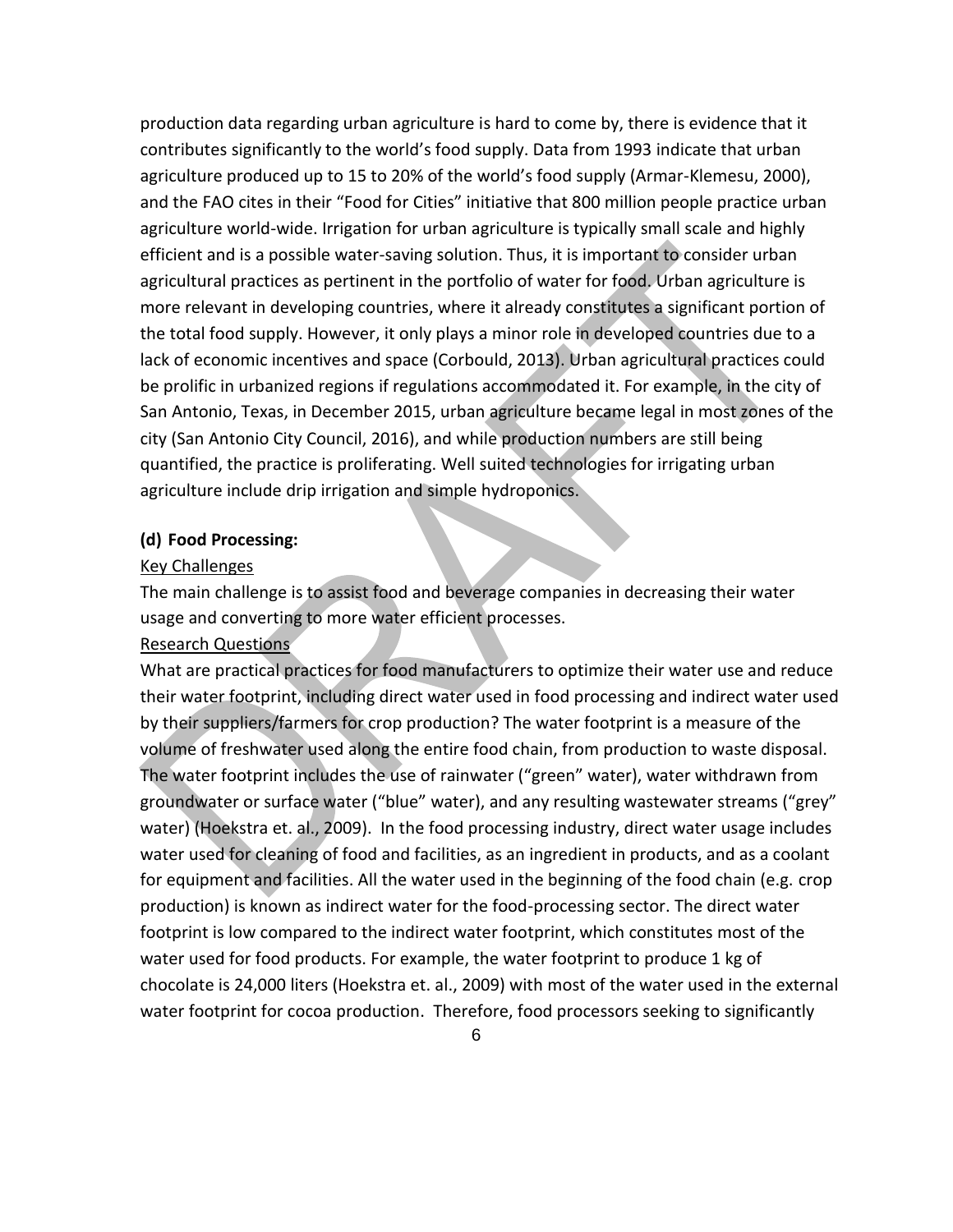production data regarding urban agriculture is hard to come by, there is evidence that it contributes significantly to the world's food supply. Data from 1993 indicate that urban agriculture produced up to 15 to 20% of the world's food supply (Armar-Klemesu, 2000), and the FAO cites in their "Food for Cities" initiative that 800 million people practice urban agriculture world-wide. Irrigation for urban agriculture is typically small scale and highly efficient and is a possible water-saving solution. Thus, it is important to consider urban agricultural practices as pertinent in the portfolio of water for food. Urban agriculture is more relevant in developing countries, where it already constitutes a significant portion of the total food supply. However, it only plays a minor role in developed countries due to a lack of economic incentives and space (Corbould, 2013). Urban agricultural practices could be prolific in urbanized regions if regulations accommodated it. For example, in the city of San Antonio, Texas, in December 2015, urban agriculture became legal in most zones of the city (San Antonio City Council, 2016), and while production numbers are still being quantified, the practice is proliferating. Well suited technologies for irrigating urban agriculture include drip irrigation and simple hydroponics.

**(d) Food Processing:**

Key Challenges

The main challenge is to assist food and beverage companies in decreasing their water usage and converting to more water efficient processes.

Research Questions

What are practical practices for food manufacturers to optimize their water use and reduce their water footprint, including direct water used in food processing and indirect water used by their suppliers/farmers for crop production? The water footprint is a measure of the volume of freshwater used along the entire food chain, from production to waste disposal. The water footprint includes the use of rainwater ("green" water), water withdrawn from groundwater or surface water ("blue" water), and any resulting wastewater streams ("grey" water) (Hoekstra et. al., 2009). In the food processing industry, direct water usage includes water used for cleaning of food and facilities, as an ingredient in products, and as a coolant for equipment and facilities. All the water used in the beginning of the food chain (e.g. crop production) is known as indirect water for the food-processing sector. The direct water footprint is low compared to the indirect water footprint, which constitutes most of the water used for food products. For example, the water footprint to produce 1 kg of chocolate is 24,000 liters (Hoekstra et. al., 2009) with most of the water used in the external water footprint for cocoa production. Therefore, food processors seeking to significantly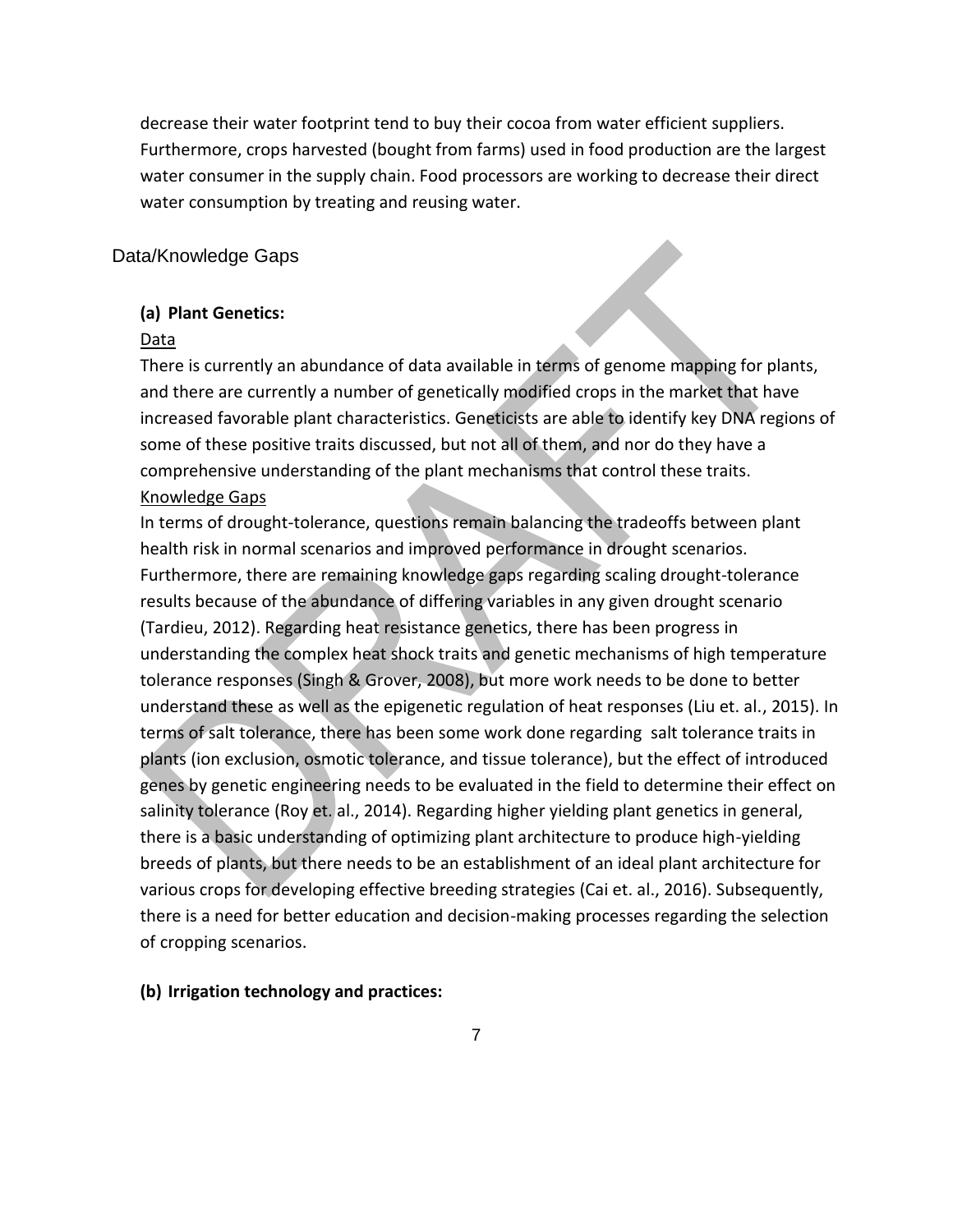decrease their water footprint tend to buy their cocoa from water efficient suppliers. Furthermore, crops harvested (bought from farms) used in food production are the largest water consumer in the supply chain. Food processors are working to decrease their direct water consumption by treating and reusing water.

## Data/Knowledge Gaps

### (a) Plant Genetics:

Data

There is currently an abundance of data available in terms of genome mapping for plants, and there are currently a number of genetically modified crops in the market that have increased favorable plant characteristics. Geneticists are able to identify key DNA regions of some of these positive traits discussed, but not all of them, and nor do they have a comprehensive understanding of the plant mechanisms that control these traits.

Knowledge Gaps

In terms of drought-tolerance, questions remain balancing the tradeoffs between plant health risk in normal scenarios and improved performance in drought scenarios. Furthermore, there are remaining knowledge gaps regarding scaling drought-tolerance results because of the abundance of differing variables in any given drought scenario (Tardieu, 2012). Regarding heat resistance genetics, there has been progress in understanding the complex heat shock traits and genetic mechanisms of high temperature tolerance responses (Singh & Grover, 2008), but more work needs to be done to better understand these as well as the epigenetic regulation of heat responses (Liu et. al., 2015). In terms of salt tolerance, there has been some work done regarding salt tolerance traits in plants (ion exclusion, osmotic tolerance, and tissue tolerance), but the effect of introduced genes by genetic engineering needs to be evaluated in the field to determine their effect on salinity tolerance (Roy et. al., 2014). Regarding higher yielding plant genetics in general, there is a basic understanding of optimizing plant architecture to produce high-yielding breeds of plants, but there needs to be an establishment of an ideal plant architecture for various crops for developing effective breeding strategies (Cai et. al., 2016). Subsequently, there is a need for better education and decision-making processes regarding the selection of cropping scenarios.

### (b) Irrigation technology and practices: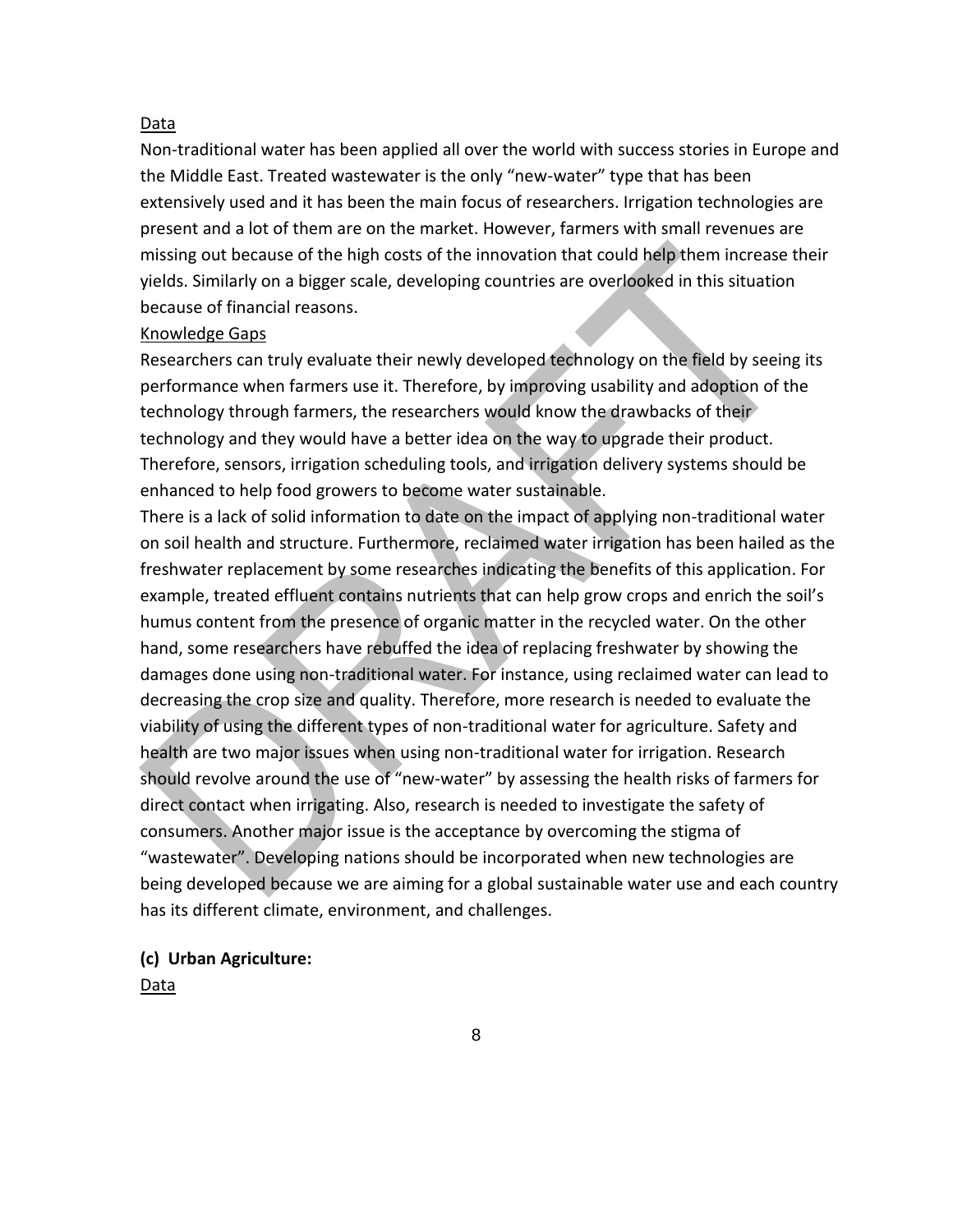Data

Non-traditional water has been applied all over the world with success stories in Europe and the Middle East. Treated wastewater is the only "new-water" type that has been extensively used and it has been the main focus of researchers. Irrigation technologies are present and a lot of them are on the market. However, farmers with small revenues are missing out because of the high costs of the innovation that could help them increase their yields. Similarly on a bigger scale, developing countries are overlooked in this situation because of financial reasons.

Knowledge Gaps

Researchers can truly evaluate their newly developed technology on the field by seeing its performance when farmers use it. Therefore, by improving usability and adoption of the technology through farmers, the researchers would know the drawbacks of their technology and they would have a better idea on the way to upgrade their product. Therefore, sensors, irrigation scheduling tools, and irrigation delivery systems should be enhanced to help food growers to become water sustainable.

There is a lack of solid information to date on the impact of applying non-traditional water on soil health and structure. Furthermore, reclaimed water irrigation has been hailed as the freshwater replacement by some researches indicating the benefits of this application. For example, treated effluent contains nutrients that can help grow crops and enrich the soil's humus content from the presence of organic matter in the recycled water. On the other hand, some researchers have rebuffed the idea of replacing freshwater by showing the damages done using non-traditional water. For instance, using reclaimed water can lead to decreasing the crop size and quality. Therefore, more research is needed to evaluate the viability of using the different types of non-traditional water for agriculture. Safety and health are two major issues when using non-traditional water for irrigation. Research should revolve around the use of "new-water" by assessing the health risks of farmers for direct contact when irrigating. Also, research is needed to investigate the safety of consumers. Another major issue is the acceptance by overcoming the stigma of "wastewater". Developing nations should be incorporated when new technologies are being developed because we are aiming for a global sustainable water use and each country has its different climate, environment, and challenges.

**(c) Urban Agriculture:**

Data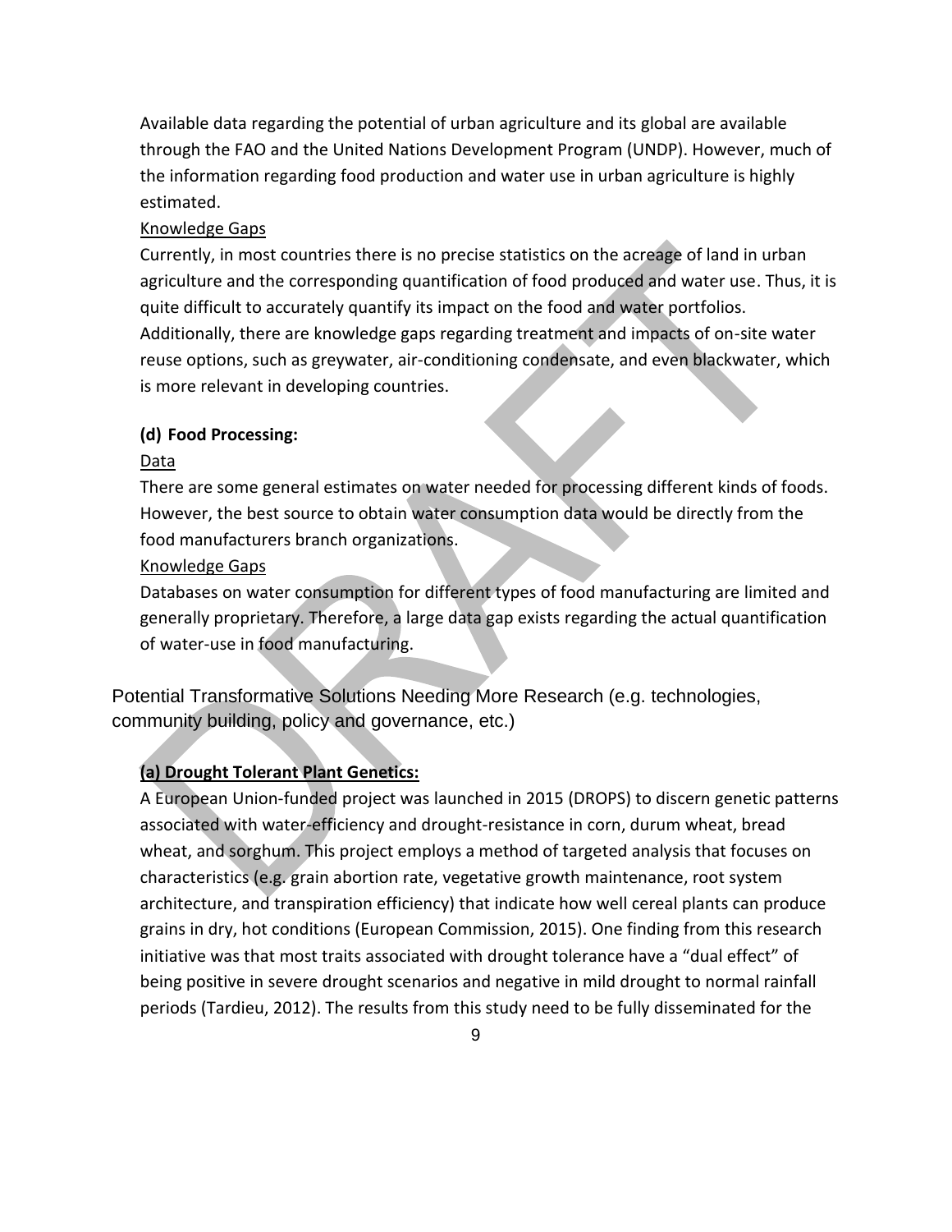Available data regarding the potential of urban agriculture and its global are available through the FAO and the United Nations Development Program (UNDP). However, much of the information regarding food production and water use in urban agriculture is highly estimated.

Knowledge Gaps

Currently, in most countries there is no precise statistics on the acreage of land in urban agriculture and the corresponding quantification of food produced and water use. Thus, it is quite difficult to accurately quantify its impact on the food and water portfolios. Additionally, there are knowledge gaps regarding treatment and impacts of on-site water reuse options, such as greywater, air-conditioning condensate, and even blackwater, which is more relevant in developing countries.

**(d) Food Processing:**

Data

There are some general estimates on water needed for processing different kinds of foods. However, the best source to obtain water consumption data would be directly from the food manufacturers branch organizations.

Knowledge Gaps

Databases on water consumption for different types of food manufacturing are limited and generally proprietary. Therefore, a large data gap exists regarding the actual quantification of water-use in food manufacturing.

## Potential Transformative Solutions Needing More Research (e.g. technologies, community building, policy and governance, etc.)

**(a) Drought Tolerant Plant Genetics:**

A European Union-funded project was launched in 2015 (DROPS) to discern genetic patterns associated with water-efficiency and drought-resistance in corn, durum wheat, bread wheat, and sorghum. This project employs a method of targeted analysis that focuses on characteristics (e.g. grain abortion rate, vegetative growth maintenance, root system architecture, and transpiration efficiency) that indicate how well cereal plants can produce grains in dry, hot conditions (European Commission, 2015). One finding from this research initiative was that most traits associated with drought tolerance have a "dual effect" of being positive in severe drought scenarios and negative in mild drought to normal rainfall periods (Tardieu, 2012). The results from this study need to be fully disseminated for the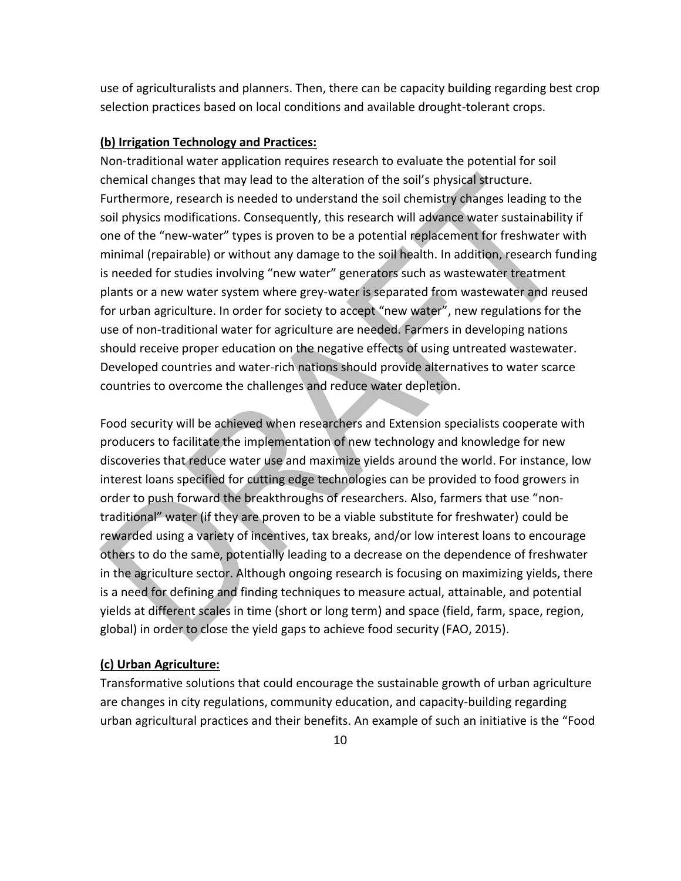use of agriculturalists and planners. Then, there can be capacity building regarding best crop selection practices based on local conditions and available drought-tolerant crops.

**(b) Irrigation Technology and Practices:**

Non-traditional water application requires research to evaluate the potential for soil chemical changes that may lead to the alteration of the soil's physical structure. Furthermore, research is needed to understand the soil chemistry changes leading to the soil physics modifications. Consequently, this research will advance water sustainability if one of the "new-water" types is proven to be a potential replacement for freshwater with minimal (repairable) or without any damage to the soil health. In addition, research funding is needed for studies involving "new water" generators such as wastewater treatment plants or a new water system where grey-water is separated from wastewater and reused for urban agriculture. In order for society to accept "new water", new regulations for the use of non-traditional water for agriculture are needed. Farmers in developing nations should receive proper education on the negative effects of using untreated wastewater. Developed countries and water-rich nations should provide alternatives to water scarce countries to overcome the challenges and reduce water depletion.

Food security will be achieved when researchers and Extension specialists cooperate with producers to facilitate the implementation of new technology and knowledge for new discoveries that reduce water use and maximize yields around the world. For instance, low interest loans specified for cutting edge technologies can be provided to food growers in order to push forward the breakthroughs of researchers. Also, farmers that use "non-traditional" water (if they are proven to be a viable substitute for freshwater) could be rewarded using a variety of incentives, tax breaks, and/or low interest loans to encourage others to do the same, potentially leading to a decrease on the dependence of freshwater in the agriculture sector. Although ongoing research is focusing on maximizing yields, there is a need for defining and finding techniques to measure actual, attainable, and potential yields at different scales in time (short or long term) and space (field, farm, space, region, global) in order to close the yield gaps to achieve food security (FAO, 2015).

**(c) Urban Agriculture:**

Transformative solutions that could encourage the sustainable growth of urban agriculture are changes in city regulations, community education, and capacity-building regarding urban agricultural practices and their benefits. An example of such an initiative is the "Food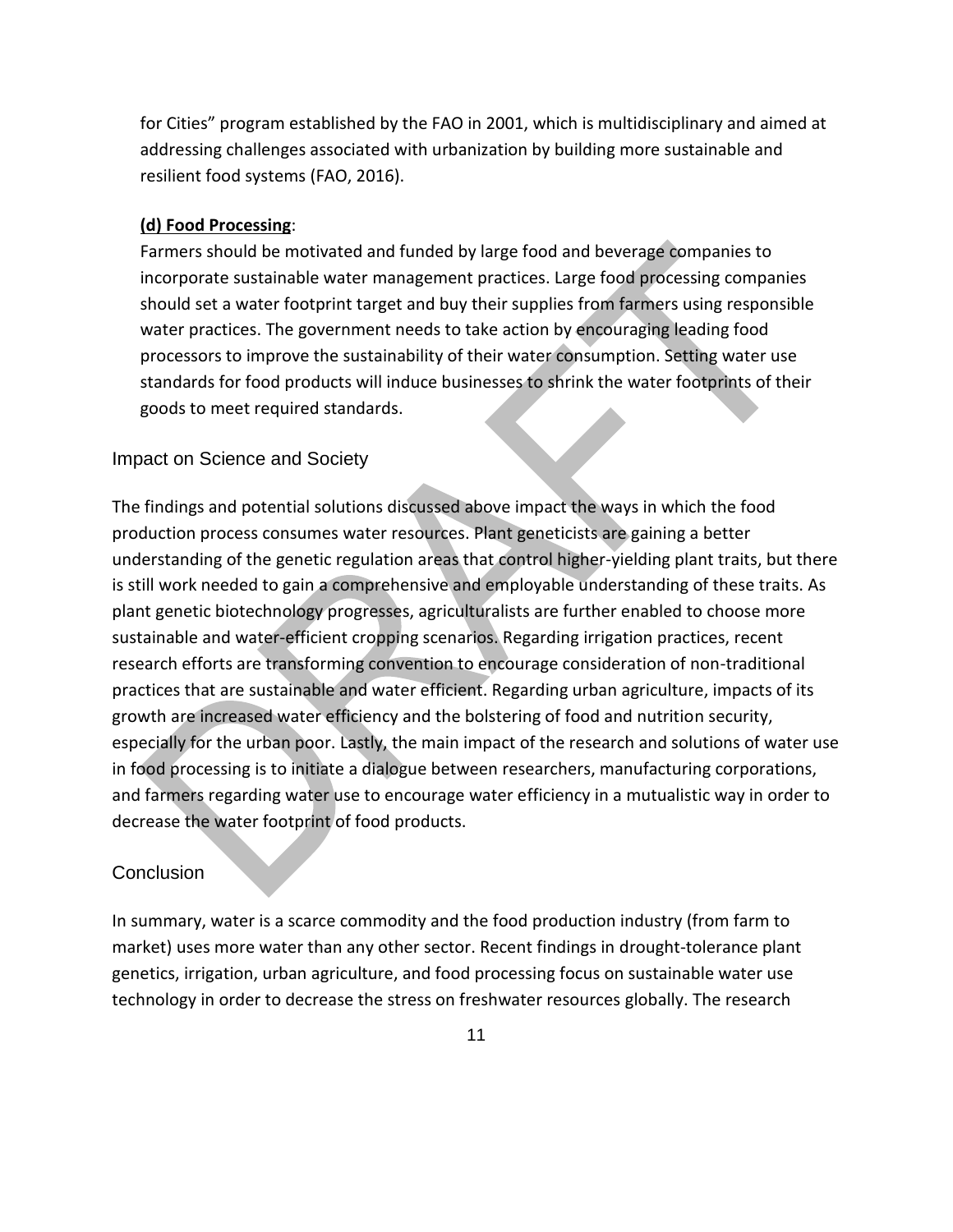for Cities" program established by the FAO in 2001, which is multidisciplinary and aimed at addressing challenges associated with urbanization by building more sustainable and resilient food systems (FAO, 2016).

**(d) Food Processing**:
Farmers should be motivated and funded by large food and beverage companies to incorporate sustainable water management practices. Large food processing companies should set a water footprint target and buy their supplies from farmers using responsible water practices. The government needs to take action by encouraging leading food processors to improve the sustainability of their water consumption. Setting water use standards for food products will induce businesses to shrink the water footprints of their goods to meet required standards.

## Impact on Science and Society

The findings and potential solutions discussed above impact the ways in which the food production process consumes water resources. Plant geneticists are gaining a better understanding of the genetic regulation areas that control higher-yielding plant traits, but there is still work needed to gain a comprehensive and employable understanding of these traits. As plant genetic biotechnology progresses, agriculturalists are further enabled to choose more sustainable and water-efficient cropping scenarios. Regarding irrigation practices, recent research efforts are transforming convention to encourage consideration of non-traditional practices that are sustainable and water efficient. Regarding urban agriculture, impacts of its growth are increased water efficiency and the bolstering of food and nutrition security, especially for the urban poor. Lastly, the main impact of the research and solutions of water use in food processing is to initiate a dialogue between researchers, manufacturing corporations, and farmers regarding water use to encourage water efficiency in a mutualistic way in order to decrease the water footprint of food products.

## Conclusion

In summary, water is a scarce commodity and the food production industry (from farm to market) uses more water than any other sector. Recent findings in drought-tolerance plant genetics, irrigation, urban agriculture, and food processing focus on sustainable water use technology in order to decrease the stress on freshwater resources globally. The research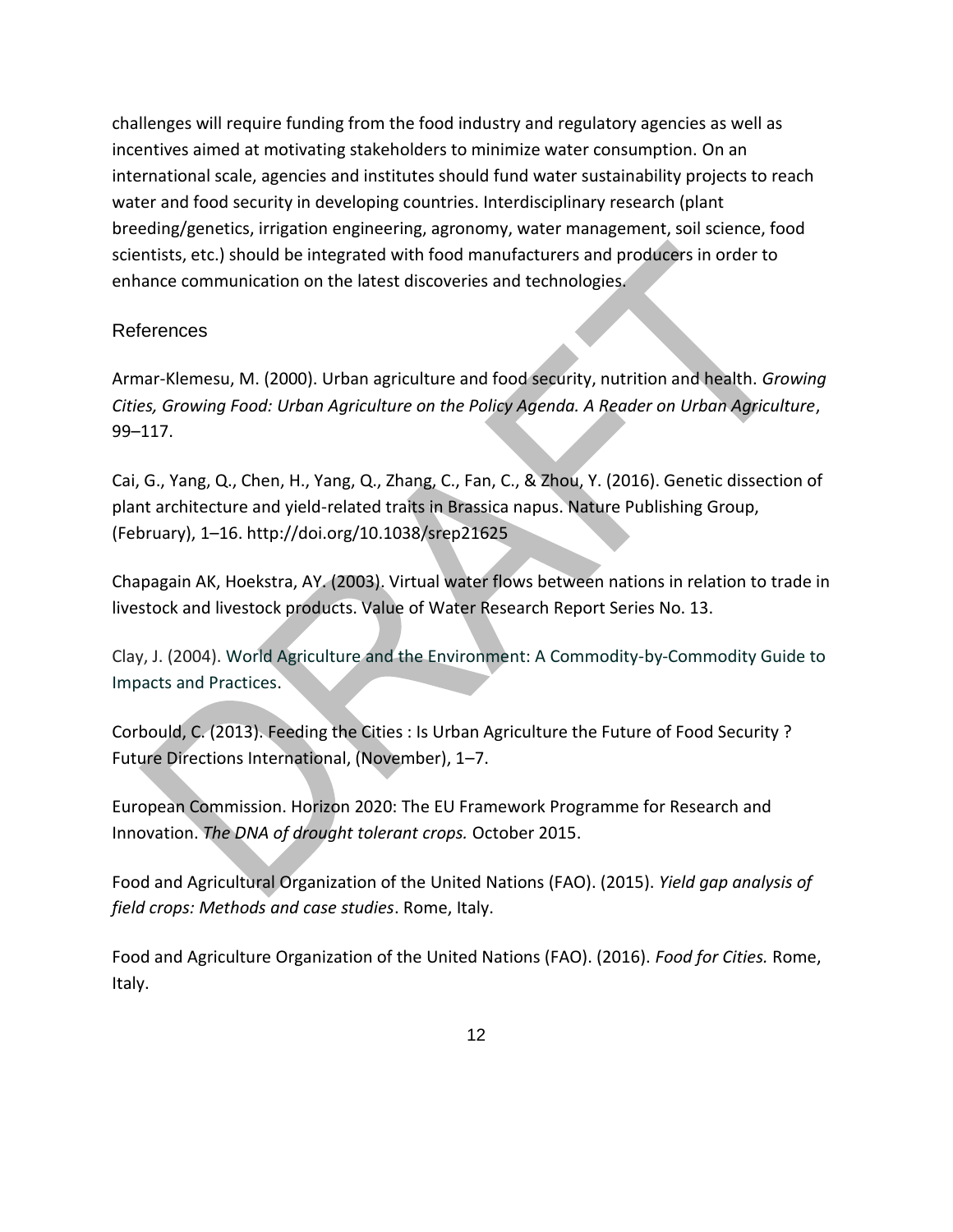challenges will require funding from the food industry and regulatory agencies as well as incentives aimed at motivating stakeholders to minimize water consumption. On an international scale, agencies and institutes should fund water sustainability projects to reach water and food security in developing countries. Interdisciplinary research (plant breeding/genetics, irrigation engineering, agronomy, water management, soil science, food scientists, etc.) should be integrated with food manufacturers and producers in order to enhance communication on the latest discoveries and technologies.

## References

Armar-Klemesu, M. (2000). Urban agriculture and food security, nutrition and health. *Growing Cities, Growing Food: Urban Agriculture on the Policy Agenda. A Reader on Urban Agriculture*, 99–117.

Cai, G., Yang, Q., Chen, H., Yang, Q., Zhang, C., Fan, C., & Zhou, Y. (2016). Genetic dissection of plant architecture and yield-related traits in Brassica napus. Nature Publishing Group, (February), 1–16. http://doi.org/10.1038/srep21625

Chapagain AK, Hoekstra, AY. (2003). Virtual water flows between nations in relation to trade in livestock and livestock products. Value of Water Research Report Series No. 13.

Clay, J. (2004). World Agriculture and the Environment: A Commodity-by-Commodity Guide to Impacts and Practices.

Corbould, C. (2013). Feeding the Cities : Is Urban Agriculture the Future of Food Security ? Future Directions International, (November), 1–7.

European Commission. Horizon 2020: The EU Framework Programme for Research and Innovation. *The DNA of drought tolerant crops.* October 2015.

Food and Agricultural Organization of the United Nations (FAO). (2015). *Yield gap analysis of field crops: Methods and case studies*. Rome, Italy.

Food and Agriculture Organization of the United Nations (FAO). (2016). *Food for Cities.* Rome, Italy.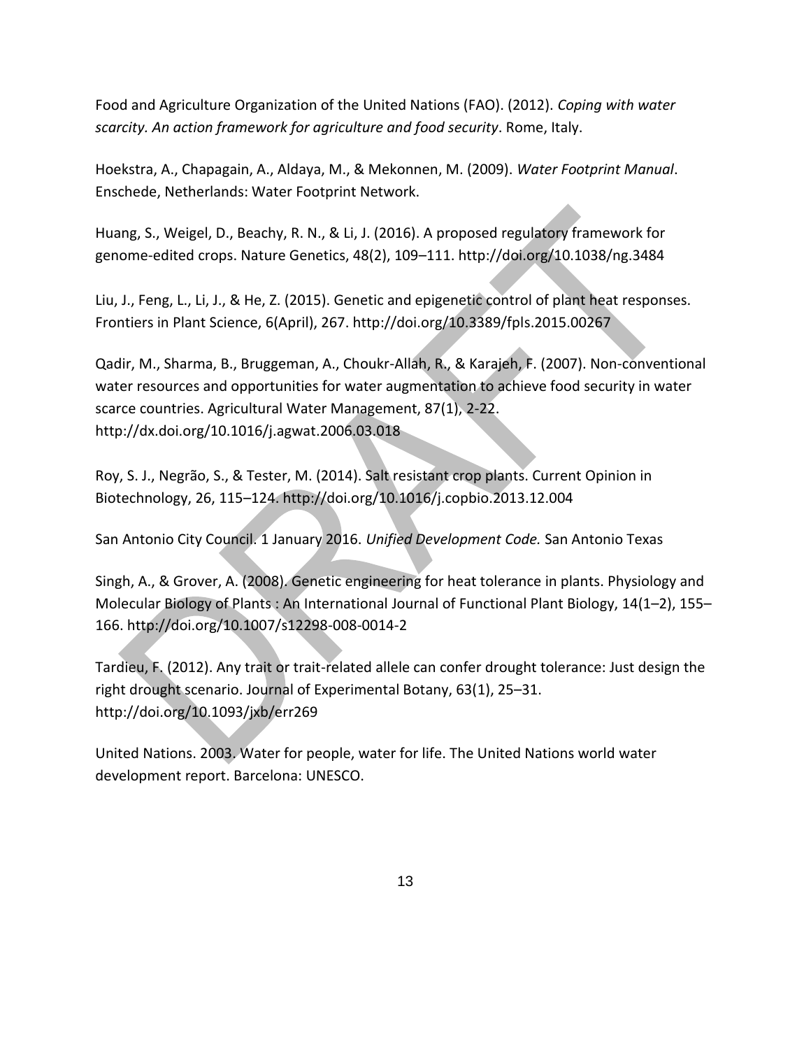Food and Agriculture Organization of the United Nations (FAO). (2012). *Coping with water scarcity. An action framework for agriculture and food security*. Rome, Italy.

Hoekstra, A., Chapagain, A., Aldaya, M., & Mekonnen, M. (2009). *Water Footprint Manual*. Enschede, Netherlands: Water Footprint Network.

Huang, S., Weigel, D., Beachy, R. N., & Li, J. (2016). A proposed regulatory framework for genome-edited crops. Nature Genetics, 48(2), 109–111. http://doi.org/10.1038/ng.3484

Liu, J., Feng, L., Li, J., & He, Z. (2015). Genetic and epigenetic control of plant heat responses. Frontiers in Plant Science, 6(April), 267. http://doi.org/10.3389/fpls.2015.00267

Qadir, M., Sharma, B., Bruggeman, A., Choukr-Allah, R., & Karajeh, F. (2007). Non-conventional water resources and opportunities for water augmentation to achieve food security in water scarce countries. Agricultural Water Management, 87(1), 2-22. http://dx.doi.org/10.1016/j.agwat.2006.03.018

Roy, S. J., Negrão, S., & Tester, M. (2014). Salt resistant crop plants. Current Opinion in Biotechnology, 26, 115–124. http://doi.org/10.1016/j.copbio.2013.12.004

San Antonio City Council. 1 January 2016. *Unified Development Code.* San Antonio Texas

Singh, A., & Grover, A. (2008). Genetic engineering for heat tolerance in plants. Physiology and Molecular Biology of Plants : An International Journal of Functional Plant Biology, 14(1–2), 155–166. http://doi.org/10.1007/s12298-008-0014-2

Tardieu, F. (2012). Any trait or trait-related allele can confer drought tolerance: Just design the right drought scenario. Journal of Experimental Botany, 63(1), 25–31. http://doi.org/10.1093/jxb/err269

United Nations. 2003. Water for people, water for life. The United Nations world water development report. Barcelona: UNESCO.